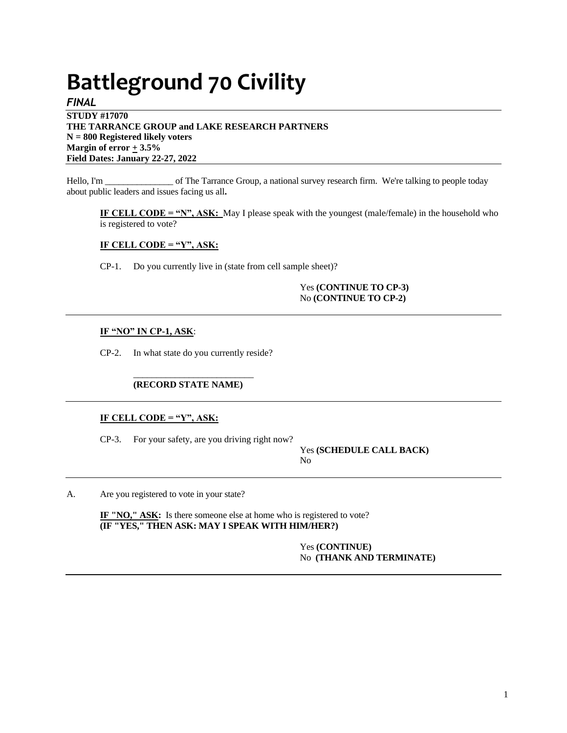# Battleground 70 Civility

*FINAL*

**STUDY #17070**
**THE TARRANCE GROUP and LAKE RESEARCH PARTNERS**
**N = 800 Registered likely voters**
**Margin of error ± 3.5%**
**Field Dates: January 22-27, 2022**

---

Hello, I'm _______________ of The Tarrance Group, a national survey research firm. We're talking to people today about public leaders and issues facing us all**.**

**IF CELL CODE = "N", ASK:** May I please speak with the youngest (male/female) in the household who is registered to vote?

**IF CELL CODE = "Y", ASK:**

CP-1. Do you currently live in (state from cell sample sheet)?

Yes **(CONTINUE TO CP-3)**
No **(CONTINUE TO CP-2)**

---

**IF "NO" IN CP-1, ASK**:

CP-2. In what state do you currently reside?

_________________________
**(RECORD STATE NAME)**

---

**IF CELL CODE = "Y", ASK:**

CP-3. For your safety, are you driving right now?

Yes **(SCHEDULE CALL BACK)**
No

---

A. Are you registered to vote in your state?

**IF "NO," ASK:** Is there someone else at home who is registered to vote?
**(IF "YES," THEN ASK: MAY I SPEAK WITH HIM/HER?)**

Yes **(CONTINUE)**
No **(THANK AND TERMINATE)**

---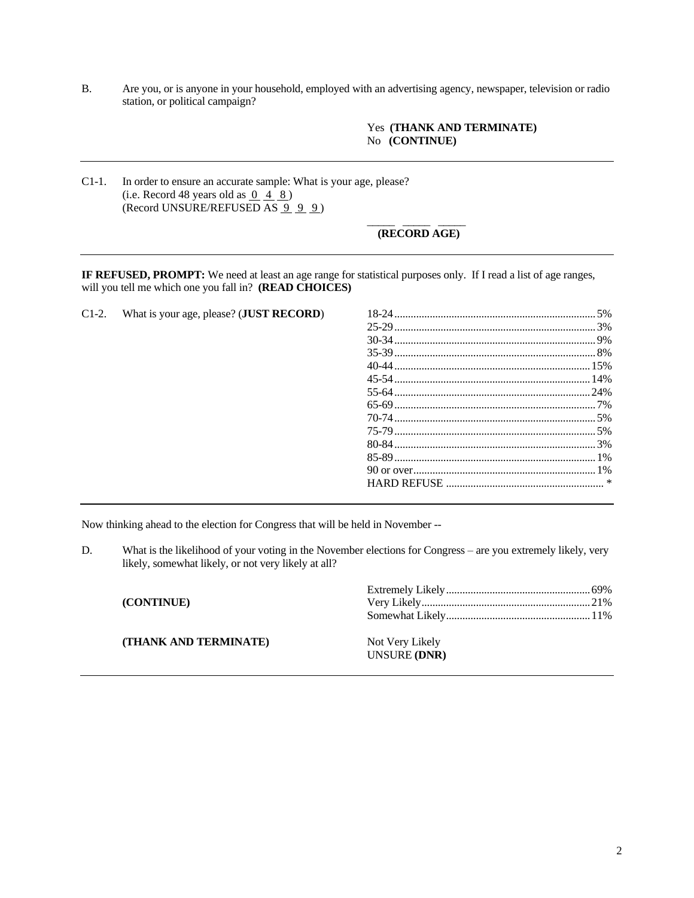B. Are you, or is anyone in your household, employed with an advertising agency, newspaper, television or radio station, or political campaign?

Yes **(THANK AND TERMINATE)**
No **(CONTINUE)**

---

C1-1. In order to ensure an accurate sample: What is your age, please?
(i.e. Record 48 years old as _0_ _4_ _8_)
(Record UNSURE/REFUSED AS _9_ _9_ _9_)

_____ _____ _____
**(RECORD AGE)**

---

**IF REFUSED, PROMPT:** We need at least an age range for statistical purposes only. If I read a list of age ranges, will you tell me which one you fall in? **(READ CHOICES)**

C1-2. What is your age, please? (**JUST RECORD**)

| | |
|---|---|
| 18-24 | 5% |
| 25-29 | 3% |
| 30-34 | 9% |
| 35-39 | 8% |
| 40-44 | 15% |
| 45-54 | 14% |
| 55-64 | 24% |
| 65-69 | 7% |
| 70-74 | 5% |
| 75-79 | 5% |
| 80-84 | 3% |
| 85-89 | 1% |
| 90 or over | 1% |
| HARD REFUSE | * |

---

Now thinking ahead to the election for Congress that will be held in November --

D. What is the likelihood of your voting in the November elections for Congress – are you extremely likely, very likely, somewhat likely, or not very likely at all?

| | | |
|---|---|---|
| **(CONTINUE)** | Extremely Likely | 69% |
| | Very Likely | 21% |
| | Somewhat Likely | 11% |
| **(THANK AND TERMINATE)** | Not Very Likely | |
| | UNSURE **(DNR)** | |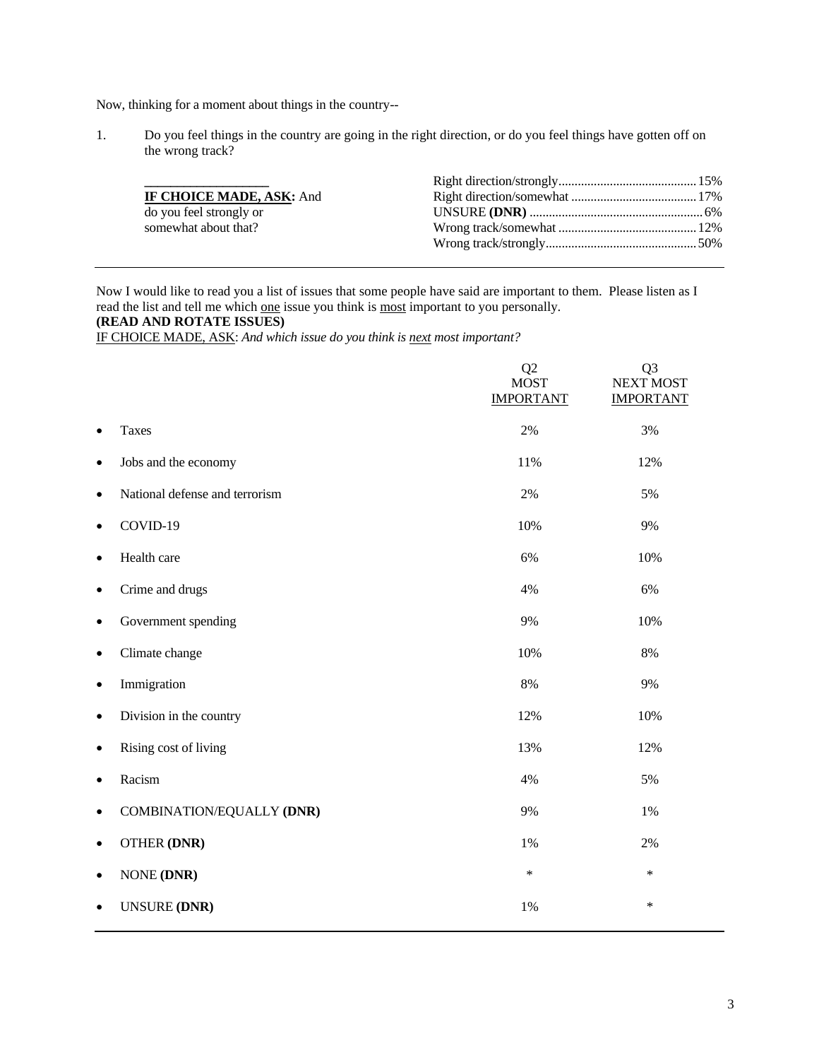Now, thinking for a moment about things in the country--

1. Do you feel things in the country are going in the right direction, or do you feel things have gotten off on the wrong track?

**IF CHOICE MADE, ASK:** And do you feel strongly or somewhat about that?

| | |
|---|---|
| Right direction/strongly | 15% |
| Right direction/somewhat | 17% |
| UNSURE **(DNR)** | 6% |
| Wrong track/somewhat | 12% |
| Wrong track/strongly | 50% |

---

Now I would like to read you a list of issues that some people have said are important to them. Please listen as I read the list and tell me which one issue you think is most important to you personally.
**(READ AND ROTATE ISSUES)**
IF CHOICE MADE, ASK: *And which issue do you think is next most important?*

| | Q2 MOST IMPORTANT | Q3 NEXT MOST IMPORTANT |
|---|---|---|
| • Taxes | 2% | 3% |
| • Jobs and the economy | 11% | 12% |
| • National defense and terrorism | 2% | 5% |
| • COVID-19 | 10% | 9% |
| • Health care | 6% | 10% |
| • Crime and drugs | 4% | 6% |
| • Government spending | 9% | 10% |
| • Climate change | 10% | 8% |
| • Immigration | 8% | 9% |
| • Division in the country | 12% | 10% |
| • Rising cost of living | 13% | 12% |
| • Racism | 4% | 5% |
| • COMBINATION/EQUALLY **(DNR)** | 9% | 1% |
| • OTHER **(DNR)** | 1% | 2% |
| • NONE **(DNR)** | * | * |
| • UNSURE **(DNR)** | 1% | * |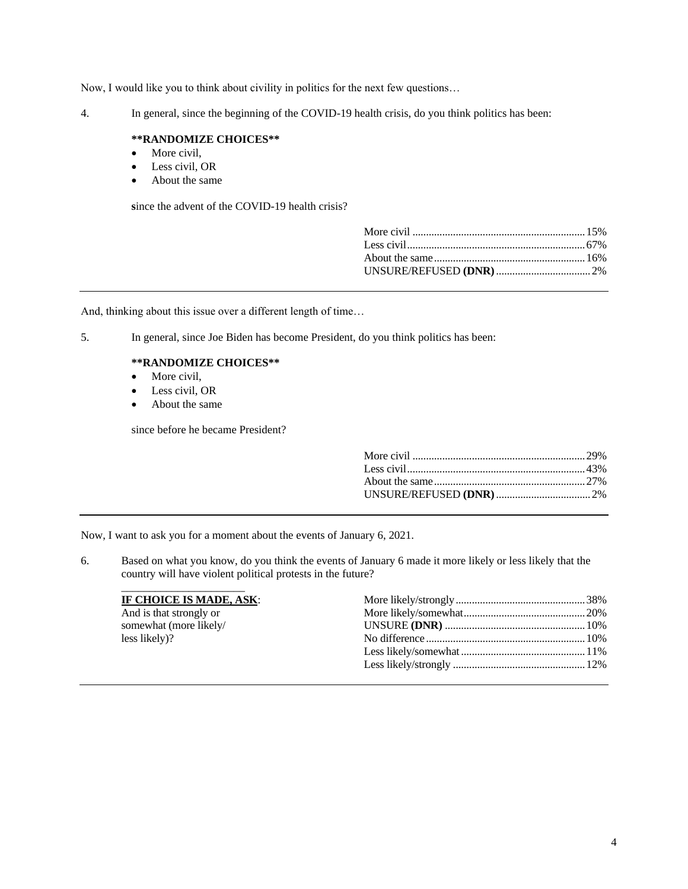Now, I would like you to think about civility in politics for the next few questions…

4. In general, since the beginning of the COVID-19 health crisis, do you think politics has been:

   **\*\*RANDOMIZE CHOICES\*\***
   - More civil,
   - Less civil, OR
   - About the same

   **s**ince the advent of the COVID-19 health crisis?

| Response | % |
|---|---|
| More civil | 15% |
| Less civil | 67% |
| About the same | 16% |
| UNSURE/REFUSED **(DNR)** | 2% |

---

And, thinking about this issue over a different length of time…

5. In general, since Joe Biden has become President, do you think politics has been:

   **\*\*RANDOMIZE CHOICES\*\***
   - More civil,
   - Less civil, OR
   - About the same

   since before he became President?

| Response | % |
|---|---|
| More civil | 29% |
| Less civil | 43% |
| About the same | 27% |
| UNSURE/REFUSED **(DNR)** | 2% |

---

Now, I want to ask you for a moment about the events of January 6, 2021.

6. Based on what you know, do you think the events of January 6 made it more likely or less likely that the country will have violent political protests in the future?

   **IF CHOICE IS MADE, ASK**: And is that strongly or somewhat (more likely/ less likely)?

| Response | % |
|---|---|
| More likely/strongly | 38% |
| More likely/somewhat | 20% |
| UNSURE **(DNR)** | 10% |
| No difference | 10% |
| Less likely/somewhat | 11% |
| Less likely/strongly | 12% |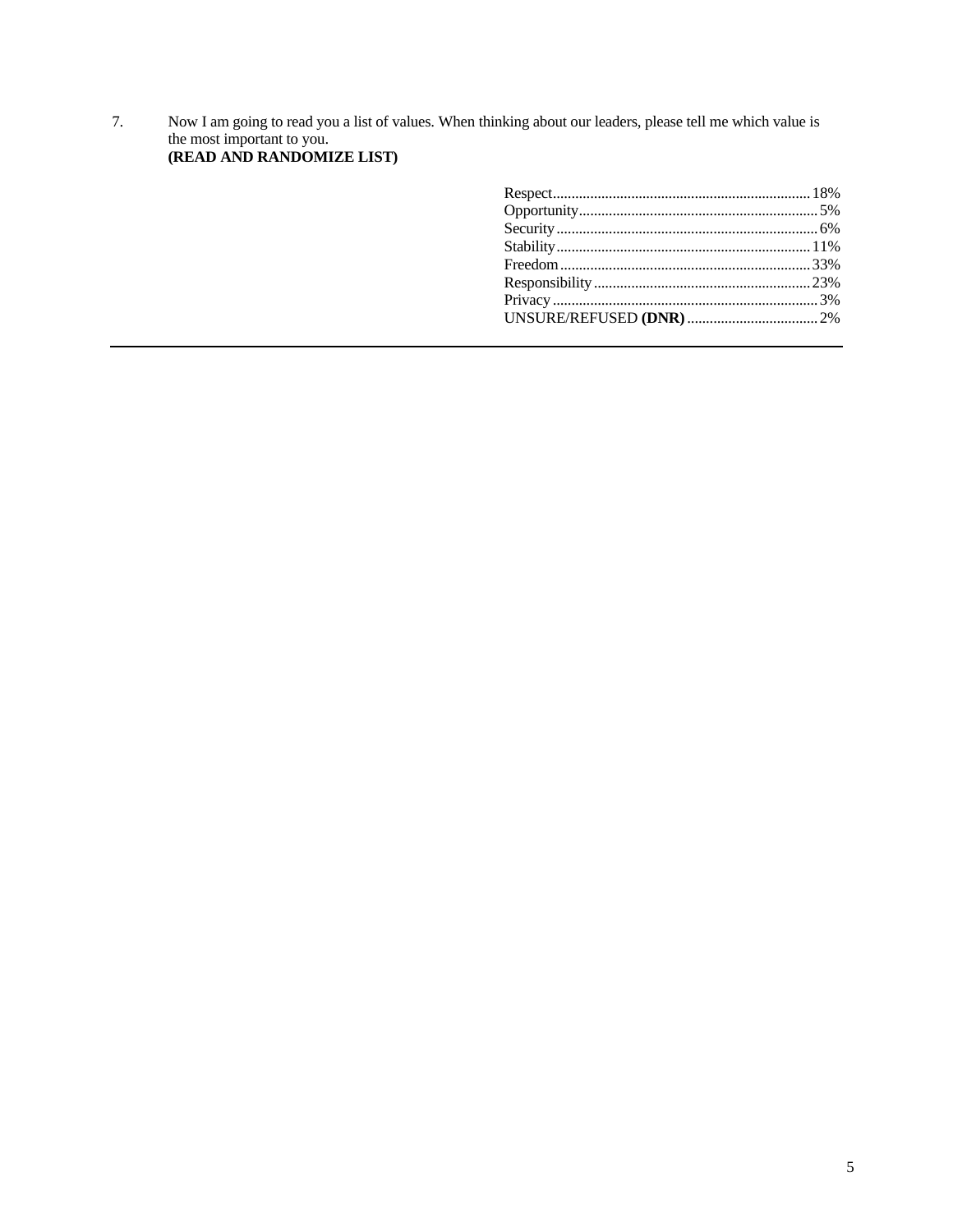7. Now I am going to read you a list of values. When thinking about our leaders, please tell me which value is the most important to you.
**(READ AND RANDOMIZE LIST)**

| | |
|---|---|
| Respect | 18% |
| Opportunity | 5% |
| Security | 6% |
| Stability | 11% |
| Freedom | 33% |
| Responsibility | 23% |
| Privacy | 3% |
| UNSURE/REFUSED **(DNR)** | 2% |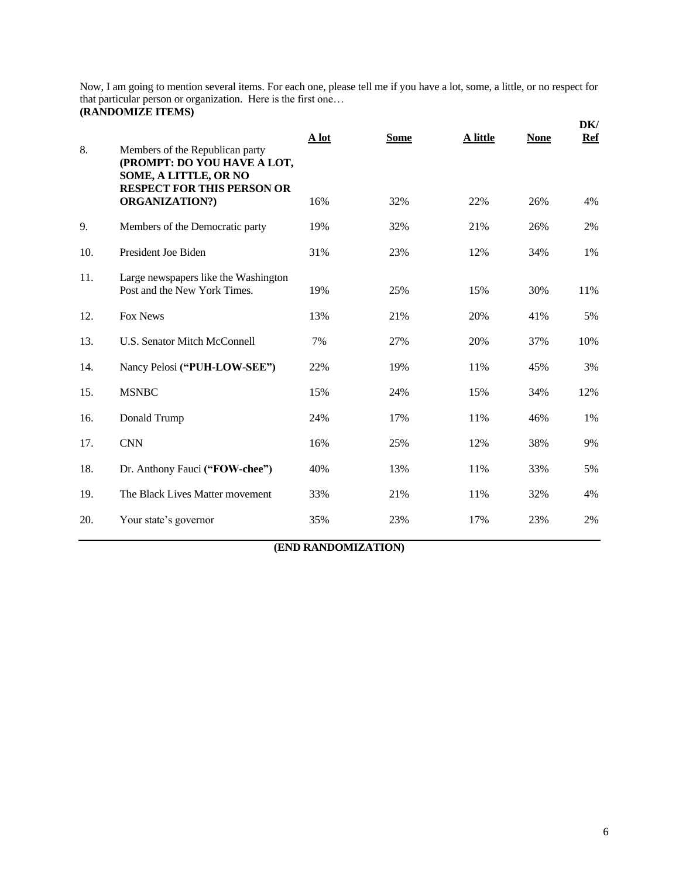Now, I am going to mention several items. For each one, please tell me if you have a lot, some, a little, or no respect for that particular person or organization. Here is the first one…
**(RANDOMIZE ITEMS)**

| | | A lot | Some | A little | None | DK/ Ref |
|---|---|---|---|---|---|---|
| 8. | Members of the Republican party **(PROMPT: DO YOU HAVE A LOT, SOME, A LITTLE, OR NO RESPECT FOR THIS PERSON OR ORGANIZATION?)** | 16% | 32% | 22% | 26% | 4% |
| 9. | Members of the Democratic party | 19% | 32% | 21% | 26% | 2% |
| 10. | President Joe Biden | 31% | 23% | 12% | 34% | 1% |
| 11. | Large newspapers like the Washington Post and the New York Times. | 19% | 25% | 15% | 30% | 11% |
| 12. | Fox News | 13% | 21% | 20% | 41% | 5% |
| 13. | U.S. Senator Mitch McConnell | 7% | 27% | 20% | 37% | 10% |
| 14. | Nancy Pelosi **("PUH-LOW-SEE")** | 22% | 19% | 11% | 45% | 3% |
| 15. | MSNBC | 15% | 24% | 15% | 34% | 12% |
| 16. | Donald Trump | 24% | 17% | 11% | 46% | 1% |
| 17. | CNN | 16% | 25% | 12% | 38% | 9% |
| 18. | Dr. Anthony Fauci **("FOW-chee")** | 40% | 13% | 11% | 33% | 5% |
| 19. | The Black Lives Matter movement | 33% | 21% | 11% | 32% | 4% |
| 20. | Your state's governor | 35% | 23% | 17% | 23% | 2% |

**(END RANDOMIZATION)**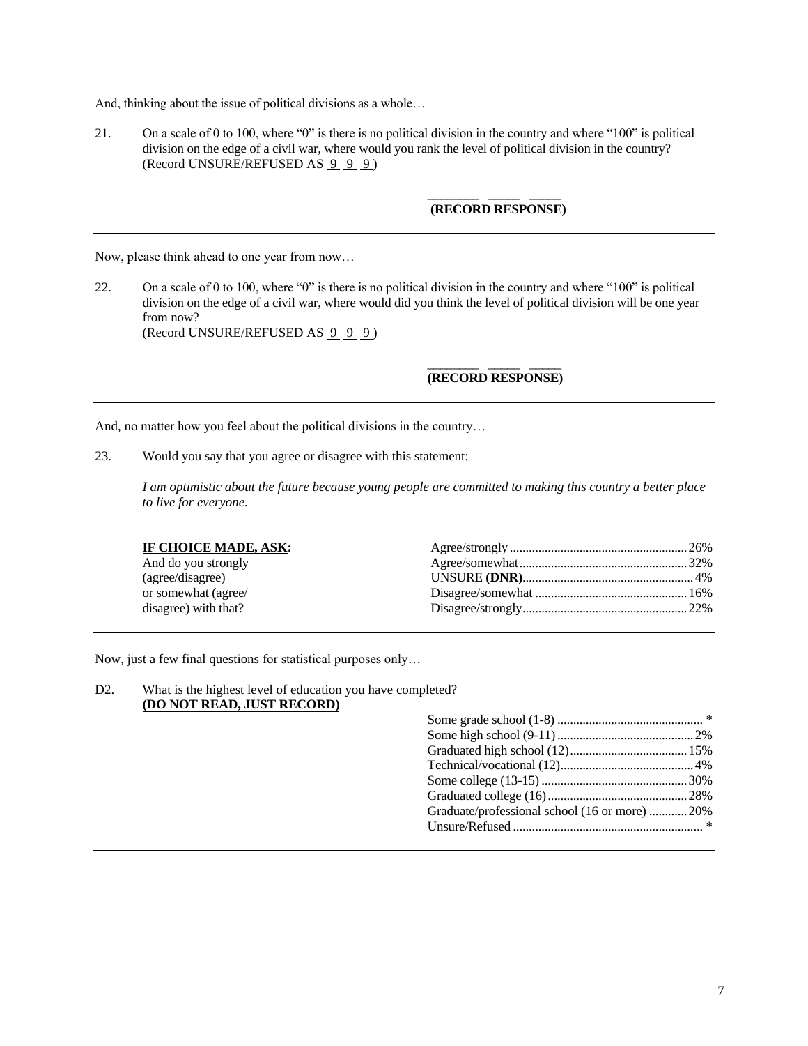And, thinking about the issue of political divisions as a whole…

21. On a scale of 0 to 100, where "0" is there is no political division in the country and where "100" is political division on the edge of a civil war, where would you rank the level of political division in the country? (Record UNSURE/REFUSED AS 9 9 9)

_______ _____ _____
**(RECORD RESPONSE)**

---

Now, please think ahead to one year from now…

22. On a scale of 0 to 100, where "0" is there is no political division in the country and where "100" is political division on the edge of a civil war, where would did you think the level of political division will be one year from now?
(Record UNSURE/REFUSED AS 9 9 9)

_______ _____ _____
**(RECORD RESPONSE)**

---

And, no matter how you feel about the political divisions in the country…

23. Would you say that you agree or disagree with this statement:

*I am optimistic about the future because young people are committed to making this country a better place to live for everyone.*

**IF CHOICE MADE, ASK:**
And do you strongly (agree/disagree) or somewhat (agree/disagree) with that?

| Response | % |
|---|---|
| Agree/strongly | 26% |
| Agree/somewhat | 32% |
| UNSURE **(DNR)** | 4% |
| Disagree/somewhat | 16% |
| Disagree/strongly | 22% |

---

Now, just a few final questions for statistical purposes only…

D2. What is the highest level of education you have completed?
**(DO NOT READ, JUST RECORD)**

| Response | % |
|---|---|
| Some grade school (1-8) | * |
| Some high school (9-11) | 2% |
| Graduated high school (12) | 15% |
| Technical/vocational (12) | 4% |
| Some college (13-15) | 30% |
| Graduated college (16) | 28% |
| Graduate/professional school (16 or more) | 20% |
| Unsure/Refused | * |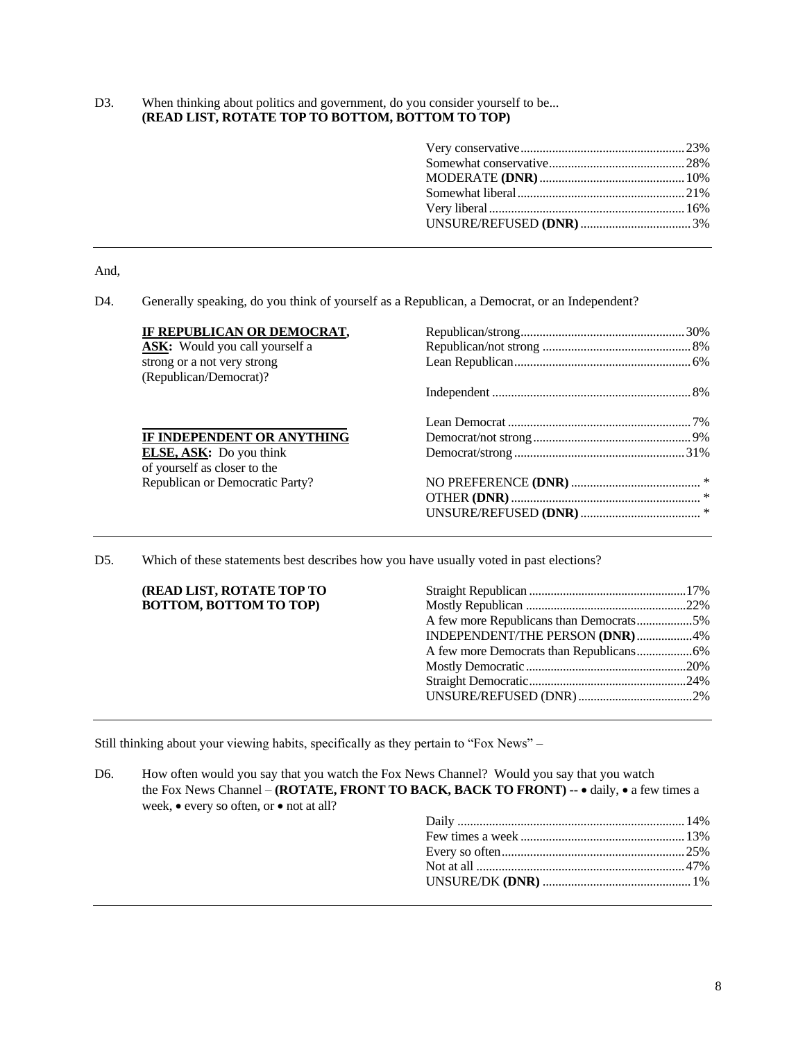D3. When thinking about politics and government, do you consider yourself to be... **(READ LIST, ROTATE TOP TO BOTTOM, BOTTOM TO TOP)**

| | |
|---|---|
| Very conservative | 23% |
| Somewhat conservative | 28% |
| MODERATE **(DNR)** | 10% |
| Somewhat liberal | 21% |
| Very liberal | 16% |
| UNSURE/REFUSED **(DNR)** | 3% |

---

And,

D4. Generally speaking, do you think of yourself as a Republican, a Democrat, or an Independent?

**IF REPUBLICAN OR DEMOCRAT, ASK:** Would you call yourself a strong or a not very strong (Republican/Democrat)?

**IF INDEPENDENT OR ANYTHING ELSE, ASK:** Do you think of yourself as closer to the Republican or Democratic Party?

| | |
|---|---|
| Republican/strong | 30% |
| Republican/not strong | 8% |
| Lean Republican | 6% |
| Independent | 8% |
| Lean Democrat | 7% |
| Democrat/not strong | 9% |
| Democrat/strong | 31% |
| NO PREFERENCE **(DNR)** | * |
| OTHER **(DNR)** | * |
| UNSURE/REFUSED **(DNR)** | * |

---

D5. Which of these statements best describes how you have usually voted in past elections?

**(READ LIST, ROTATE TOP TO BOTTOM, BOTTOM TO TOP)**

| | |
|---|---|
| Straight Republican | 17% |
| Mostly Republican | 22% |
| A few more Republicans than Democrats | 5% |
| INDEPENDENT/THE PERSON **(DNR)** | 4% |
| A few more Democrats than Republicans | 6% |
| Mostly Democratic | 20% |
| Straight Democratic | 24% |
| UNSURE/REFUSED (DNR) | 2% |

---

Still thinking about your viewing habits, specifically as they pertain to "Fox News" –

D6. How often would you say that you watch the Fox News Channel? Would you say that you watch the Fox News Channel – **(ROTATE, FRONT TO BACK, BACK TO FRONT) --** • daily, • a few times a week, • every so often, or • not at all?

| | |
|---|---|
| Daily | 14% |
| Few times a week | 13% |
| Every so often | 25% |
| Not at all | 47% |
| UNSURE/DK **(DNR)** | 1% |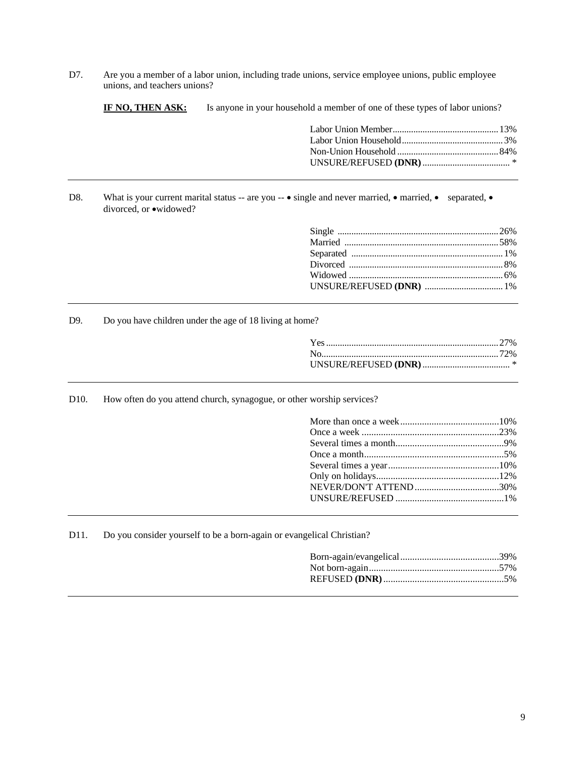D7. Are you a member of a labor union, including trade unions, service employee unions, public employee unions, and teachers unions?

**IF NO, THEN ASK:** Is anyone in your household a member of one of these types of labor unions?

| | |
|---|---|
| Labor Union Member | 13% |
| Labor Union Household | 3% |
| Non-Union Household | 84% |
| UNSURE/REFUSED **(DNR)** | * |

---

D8. What is your current marital status -- are you -- • single and never married, • married, • separated, • divorced, or •widowed?

| | |
|---|---|
| Single | 26% |
| Married | 58% |
| Separated | 1% |
| Divorced | 8% |
| Widowed | 6% |
| UNSURE/REFUSED **(DNR)** | 1% |

---

D9. Do you have children under the age of 18 living at home?

| | |
|---|---|
| Yes | 27% |
| No | 72% |
| UNSURE/REFUSED **(DNR)** | * |

---

D10. How often do you attend church, synagogue, or other worship services?

| | |
|---|---|
| More than once a week | 10% |
| Once a week | 23% |
| Several times a month | 9% |
| Once a month | 5% |
| Several times a year | 10% |
| Only on holidays | 12% |
| NEVER/DON'T ATTEND | 30% |
| UNSURE/REFUSED | 1% |

---

D11. Do you consider yourself to be a born-again or evangelical Christian?

| | |
|---|---|
| Born-again/evangelical | 39% |
| Not born-again | 57% |
| REFUSED **(DNR)** | 5% |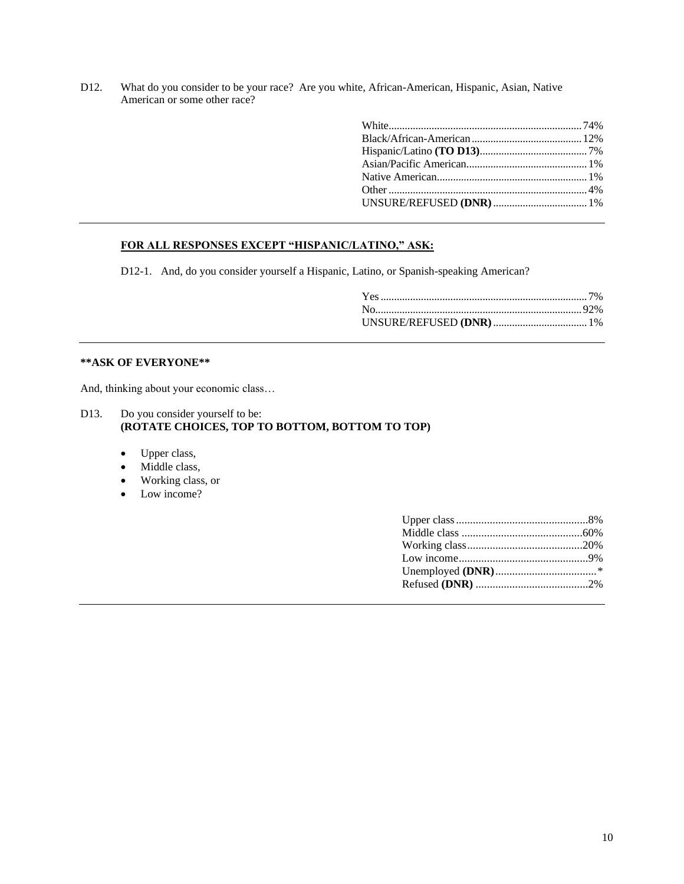D12. What do you consider to be your race? Are you white, African-American, Hispanic, Asian, Native American or some other race?

| | |
|---|---|
| White | 74% |
| Black/African-American | 12% |
| Hispanic/Latino **(TO D13)** | 7% |
| Asian/Pacific American | 1% |
| Native American | 1% |
| Other | 4% |
| UNSURE/REFUSED **(DNR)** | 1% |

---

**FOR ALL RESPONSES EXCEPT "HISPANIC/LATINO," ASK:**

D12-1. And, do you consider yourself a Hispanic, Latino, or Spanish-speaking American?

| | |
|---|---|
| Yes | 7% |
| No | 92% |
| UNSURE/REFUSED **(DNR)** | 1% |

---

****ASK OF EVERYONE****

And, thinking about your economic class…

D13. Do you consider yourself to be:
**(ROTATE CHOICES, TOP TO BOTTOM, BOTTOM TO TOP)**

- Upper class,
- Middle class,
- Working class, or
- Low income?

| | |
|---|---|
| Upper class | 8% |
| Middle class | 60% |
| Working class | 20% |
| Low income | 9% |
| Unemployed **(DNR)** | * |
| Refused **(DNR)** | 2% |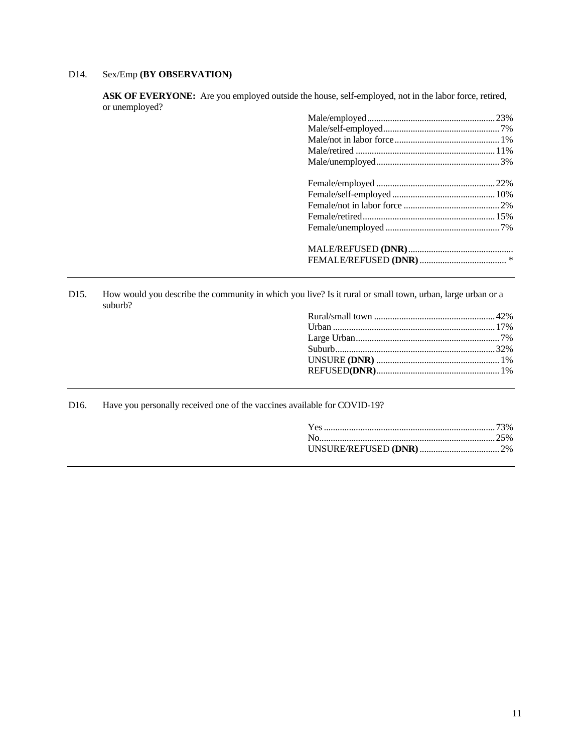D14. Sex/Emp **(BY OBSERVATION)**

**ASK OF EVERYONE:** Are you employed outside the house, self-employed, not in the labor force, retired, or unemployed?

| | |
|---|---|
| Male/employed | 23% |
| Male/self-employed | 7% |
| Male/not in labor force | 1% |
| Male/retired | 11% |
| Male/unemployed | 3% |
| | |
| Female/employed | 22% |
| Female/self-employed | 10% |
| Female/not in labor force | 2% |
| Female/retired | 15% |
| Female/unemployed | 7% |
| | |
| MALE/REFUSED **(DNR)** | |
| FEMALE/REFUSED **(DNR)** | * |

---

D15. How would you describe the community in which you live? Is it rural or small town, urban, large urban or a suburb?

| | |
|---|---|
| Rural/small town | 42% |
| Urban | 17% |
| Large Urban | 7% |
| Suburb | 32% |
| UNSURE **(DNR)** | 1% |
| REFUSED**(DNR)** | 1% |

---

D16. Have you personally received one of the vaccines available for COVID-19?

| | |
|---|---|
| Yes | 73% |
| No | 25% |
| UNSURE/REFUSED **(DNR)** | 2% |

---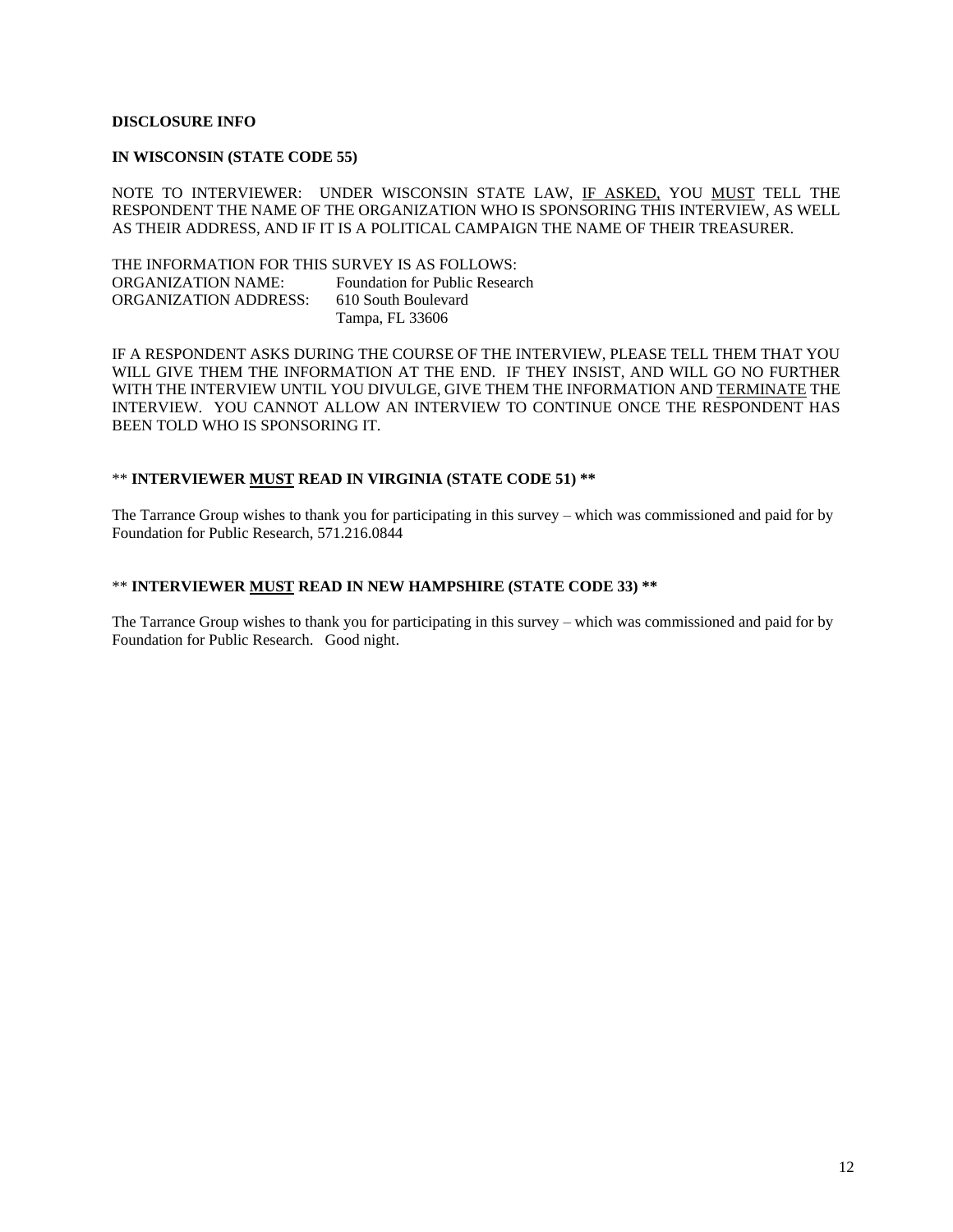**DISCLOSURE INFO**

**IN WISCONSIN (STATE CODE 55)**

NOTE TO INTERVIEWER: UNDER WISCONSIN STATE LAW, IF ASKED, YOU MUST TELL THE RESPONDENT THE NAME OF THE ORGANIZATION WHO IS SPONSORING THIS INTERVIEW, AS WELL AS THEIR ADDRESS, AND IF IT IS A POLITICAL CAMPAIGN THE NAME OF THEIR TREASURER.

THE INFORMATION FOR THIS SURVEY IS AS FOLLOWS:
ORGANIZATION NAME: Foundation for Public Research
ORGANIZATION ADDRESS: 610 South Boulevard
Tampa, FL 33606

IF A RESPONDENT ASKS DURING THE COURSE OF THE INTERVIEW, PLEASE TELL THEM THAT YOU WILL GIVE THEM THE INFORMATION AT THE END. IF THEY INSIST, AND WILL GO NO FURTHER WITH THE INTERVIEW UNTIL YOU DIVULGE, GIVE THEM THE INFORMATION AND TERMINATE THE INTERVIEW. YOU CANNOT ALLOW AN INTERVIEW TO CONTINUE ONCE THE RESPONDENT HAS BEEN TOLD WHO IS SPONSORING IT.

\*\* **INTERVIEWER MUST READ IN VIRGINIA (STATE CODE 51) \*\***

The Tarrance Group wishes to thank you for participating in this survey – which was commissioned and paid for by Foundation for Public Research, 571.216.0844

\*\* **INTERVIEWER MUST READ IN NEW HAMPSHIRE (STATE CODE 33) \*\***

The Tarrance Group wishes to thank you for participating in this survey – which was commissioned and paid for by Foundation for Public Research. Good night.